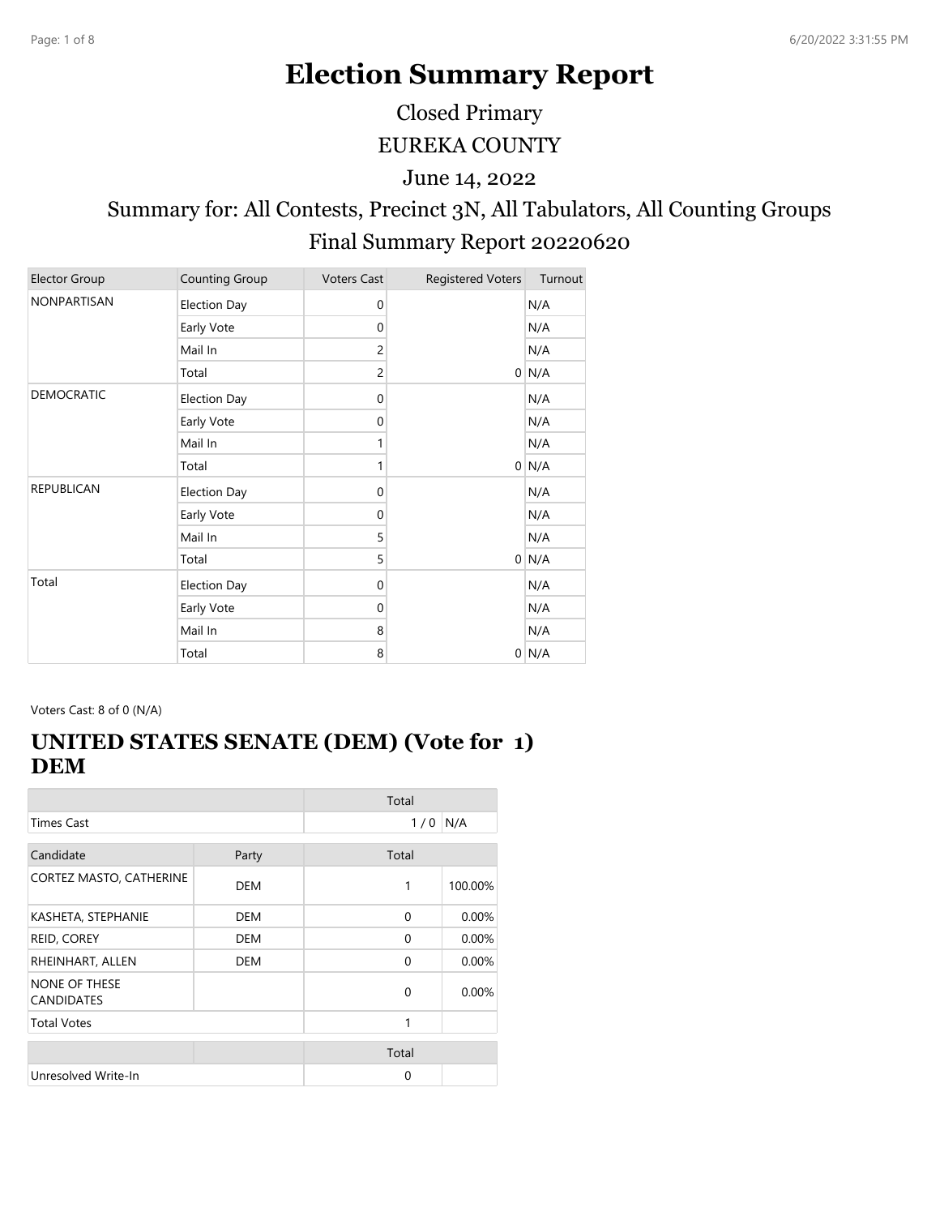# Election Summary Report

Closed Primary

EUREKA COUNTY

June 14, 2022

Summary for: All Contests, Precinct 3N, All Tabulators, All Counting Groups

Final Summary Report 20220620

| Elector Group | Counting Group | Voters Cast | Registered Voters | Turnout |
|---|---|---|---|---|
| NONPARTISAN | Election Day | 0 | | N/A |
| | Early Vote | 0 | | N/A |
| | Mail In | 2 | | N/A |
| | Total | 2 | 0 | N/A |
| DEMOCRATIC | Election Day | 0 | | N/A |
| | Early Vote | 0 | | N/A |
| | Mail In | 1 | | N/A |
| | Total | 1 | 0 | N/A |
| REPUBLICAN | Election Day | 0 | | N/A |
| | Early Vote | 0 | | N/A |
| | Mail In | 5 | | N/A |
| | Total | 5 | 0 | N/A |
| Total | Election Day | 0 | | N/A |
| | Early Vote | 0 | | N/A |
| | Mail In | 8 | | N/A |
| | Total | 8 | 0 | N/A |

Voters Cast: 8 of 0 (N/A)

## UNITED STATES SENATE (DEM) (Vote for 1) DEM

| | | Total | |
|---|---|---|---|
| Times Cast | | 1 / 0 | N/A |

| Candidate | Party | Total | |
|---|---|---|---|
| CORTEZ MASTO, CATHERINE | DEM | 1 | 100.00% |
| KASHETA, STEPHANIE | DEM | 0 | 0.00% |
| REID, COREY | DEM | 0 | 0.00% |
| RHEINHART, ALLEN | DEM | 0 | 0.00% |
| NONE OF THESE CANDIDATES | | 0 | 0.00% |
| Total Votes | | 1 | |

| | | Total | |
|---|---|---|---|
| Unresolved Write-In | | 0 | |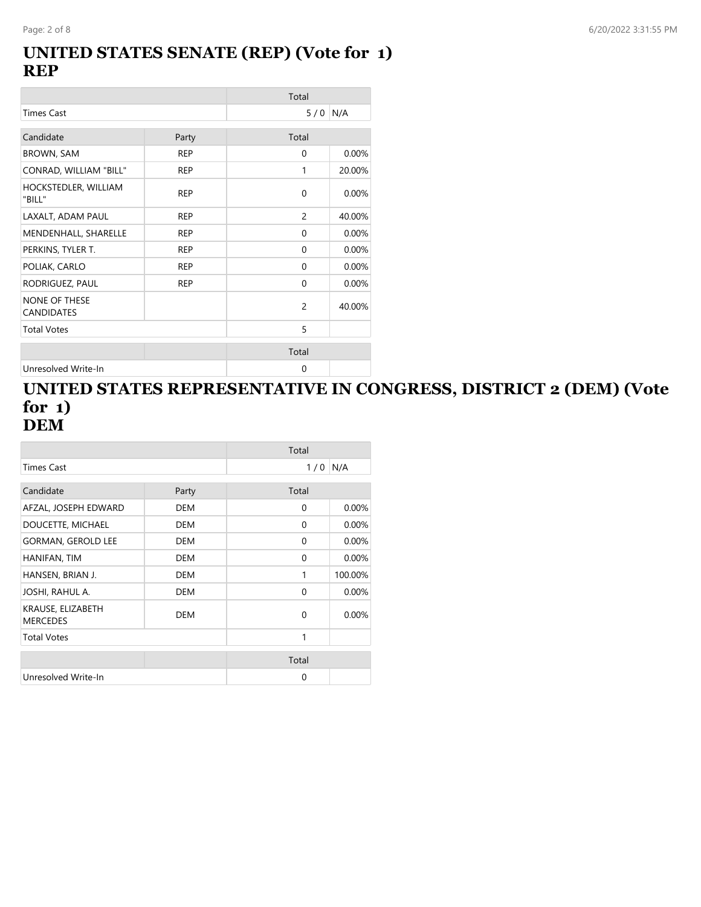# UNITED STATES SENATE (REP) (Vote for 1)
# REP

| | | Total | |
|---|---|---|---|
| Times Cast | | 5 / 0 | N/A |

| Candidate | Party | Total | |
|---|---|---|---|
| BROWN, SAM | REP | 0 | 0.00% |
| CONRAD, WILLIAM "BILL" | REP | 1 | 20.00% |
| HOCKSTEDLER, WILLIAM "BILL" | REP | 0 | 0.00% |
| LAXALT, ADAM PAUL | REP | 2 | 40.00% |
| MENDENHALL, SHARELLE | REP | 0 | 0.00% |
| PERKINS, TYLER T. | REP | 0 | 0.00% |
| POLIAK, CARLO | REP | 0 | 0.00% |
| RODRIGUEZ, PAUL | REP | 0 | 0.00% |
| NONE OF THESE CANDIDATES | | 2 | 40.00% |
| Total Votes | | 5 | |

| | | Total | |
|---|---|---|---|
| Unresolved Write-In | | 0 | |

# UNITED STATES REPRESENTATIVE IN CONGRESS, DISTRICT 2 (DEM) (Vote for 1)
# DEM

| | | Total | |
|---|---|---|---|
| Times Cast | | 1 / 0 | N/A |

| Candidate | Party | Total | |
|---|---|---|---|
| AFZAL, JOSEPH EDWARD | DEM | 0 | 0.00% |
| DOUCETTE, MICHAEL | DEM | 0 | 0.00% |
| GORMAN, GEROLD LEE | DEM | 0 | 0.00% |
| HANIFAN, TIM | DEM | 0 | 0.00% |
| HANSEN, BRIAN J. | DEM | 1 | 100.00% |
| JOSHI, RAHUL A. | DEM | 0 | 0.00% |
| KRAUSE, ELIZABETH MERCEDES | DEM | 0 | 0.00% |
| Total Votes | | 1 | |

| | | Total | |
|---|---|---|---|
| Unresolved Write-In | | 0 | |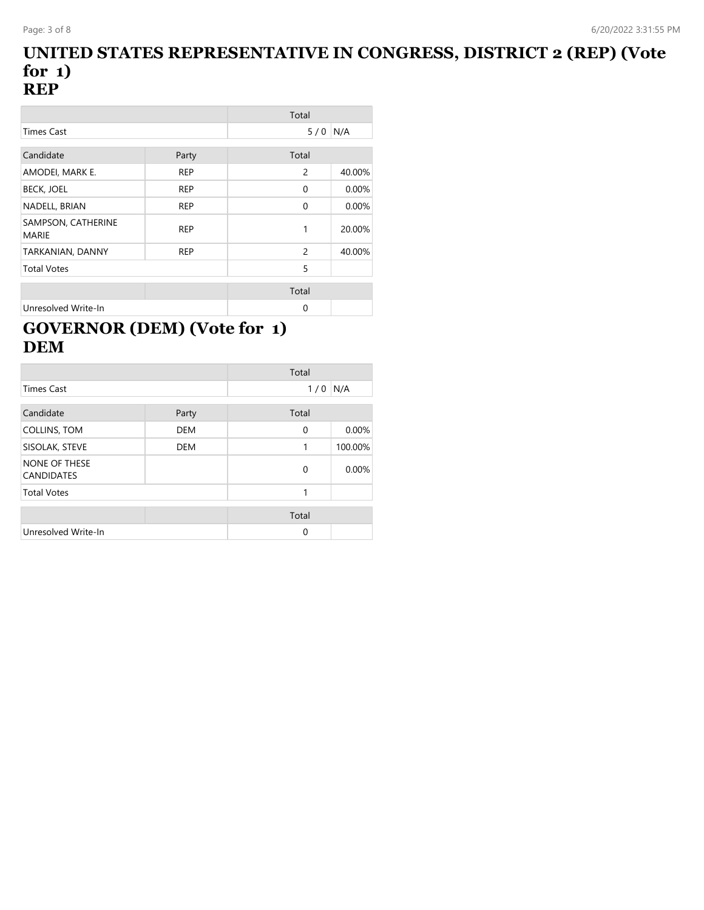# UNITED STATES REPRESENTATIVE IN CONGRESS, DISTRICT 2 (REP) (Vote for 1)
# REP

| | | Total | |
|---|---|---|---|
| Times Cast | | 5 / 0 | N/A |

| Candidate | Party | Total | |
|---|---|---|---|
| AMODEI, MARK E. | REP | 2 | 40.00% |
| BECK, JOEL | REP | 0 | 0.00% |
| NADELL, BRIAN | REP | 0 | 0.00% |
| SAMPSON, CATHERINE MARIE | REP | 1 | 20.00% |
| TARKANIAN, DANNY | REP | 2 | 40.00% |
| Total Votes | | 5 | |

| | | Total | |
|---|---|---|---|
| Unresolved Write-In | | 0 | |

# GOVERNOR (DEM) (Vote for 1)
# DEM

| | | Total | |
|---|---|---|---|
| Times Cast | | 1 / 0 | N/A |

| Candidate | Party | Total | |
|---|---|---|---|
| COLLINS, TOM | DEM | 0 | 0.00% |
| SISOLAK, STEVE | DEM | 1 | 100.00% |
| NONE OF THESE CANDIDATES | | 0 | 0.00% |
| Total Votes | | 1 | |

| | | Total | |
|---|---|---|---|
| Unresolved Write-In | | 0 | |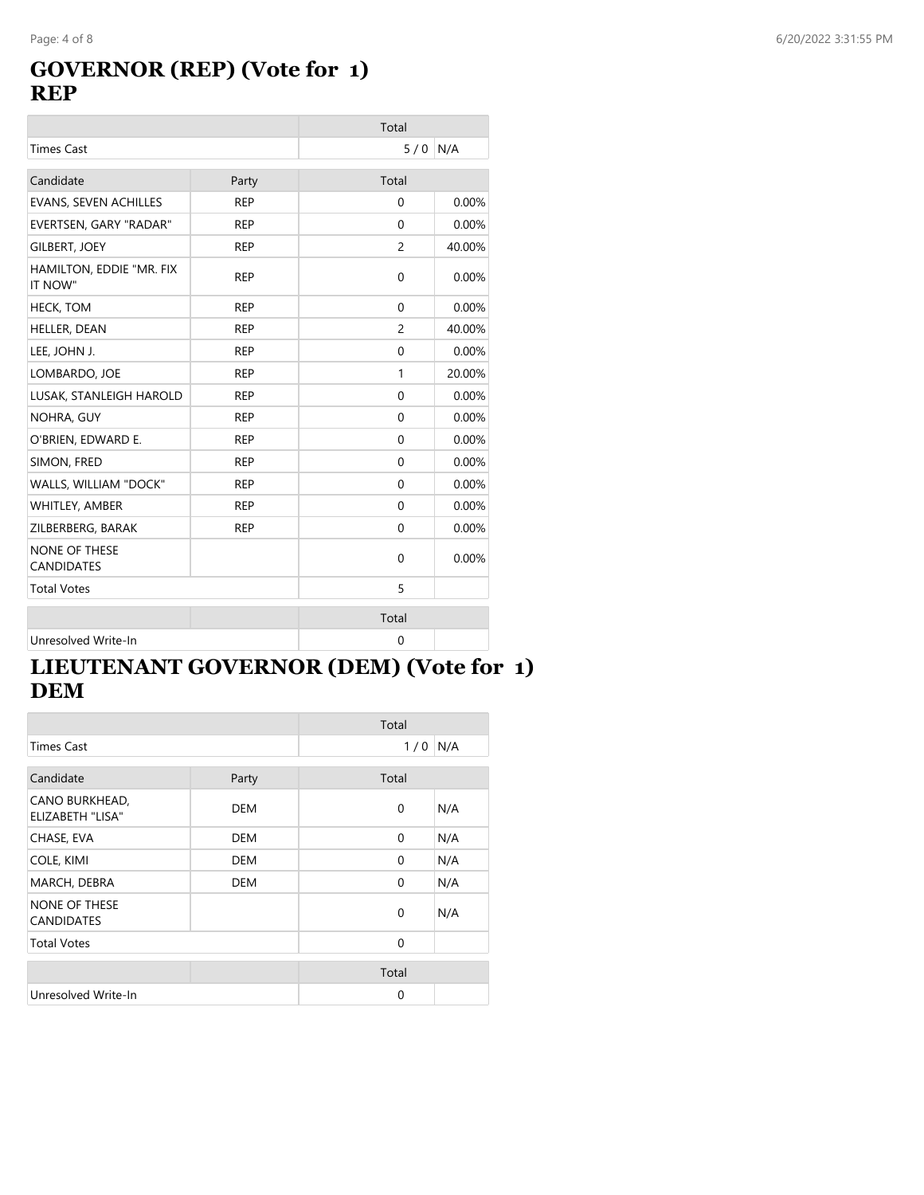## GOVERNOR (REP) (Vote for 1)
## REP

| | | Total | |
|---|---|---|---|
| Times Cast | | 5 / 0 | N/A |

| Candidate | Party | Total | |
|---|---|---|---|
| EVANS, SEVEN ACHILLES | REP | 0 | 0.00% |
| EVERTSEN, GARY "RADAR" | REP | 0 | 0.00% |
| GILBERT, JOEY | REP | 2 | 40.00% |
| HAMILTON, EDDIE "MR. FIX IT NOW" | REP | 0 | 0.00% |
| HECK, TOM | REP | 0 | 0.00% |
| HELLER, DEAN | REP | 2 | 40.00% |
| LEE, JOHN J. | REP | 0 | 0.00% |
| LOMBARDO, JOE | REP | 1 | 20.00% |
| LUSAK, STANLEIGH HAROLD | REP | 0 | 0.00% |
| NOHRA, GUY | REP | 0 | 0.00% |
| O'BRIEN, EDWARD E. | REP | 0 | 0.00% |
| SIMON, FRED | REP | 0 | 0.00% |
| WALLS, WILLIAM "DOCK" | REP | 0 | 0.00% |
| WHITLEY, AMBER | REP | 0 | 0.00% |
| ZILBERBERG, BARAK | REP | 0 | 0.00% |
| NONE OF THESE CANDIDATES | | 0 | 0.00% |
| Total Votes | | 5 | |

| | | Total | |
|---|---|---|---|
| Unresolved Write-In | | 0 | |

## LIEUTENANT GOVERNOR (DEM) (Vote for 1)
## DEM

| | | Total | |
|---|---|---|---|
| Times Cast | | 1 / 0 | N/A |

| Candidate | Party | Total | |
|---|---|---|---|
| CANO BURKHEAD, ELIZABETH "LISA" | DEM | 0 | N/A |
| CHASE, EVA | DEM | 0 | N/A |
| COLE, KIMI | DEM | 0 | N/A |
| MARCH, DEBRA | DEM | 0 | N/A |
| NONE OF THESE CANDIDATES | | 0 | N/A |
| Total Votes | | 0 | |

| | | Total | |
|---|---|---|---|
| Unresolved Write-In | | 0 | |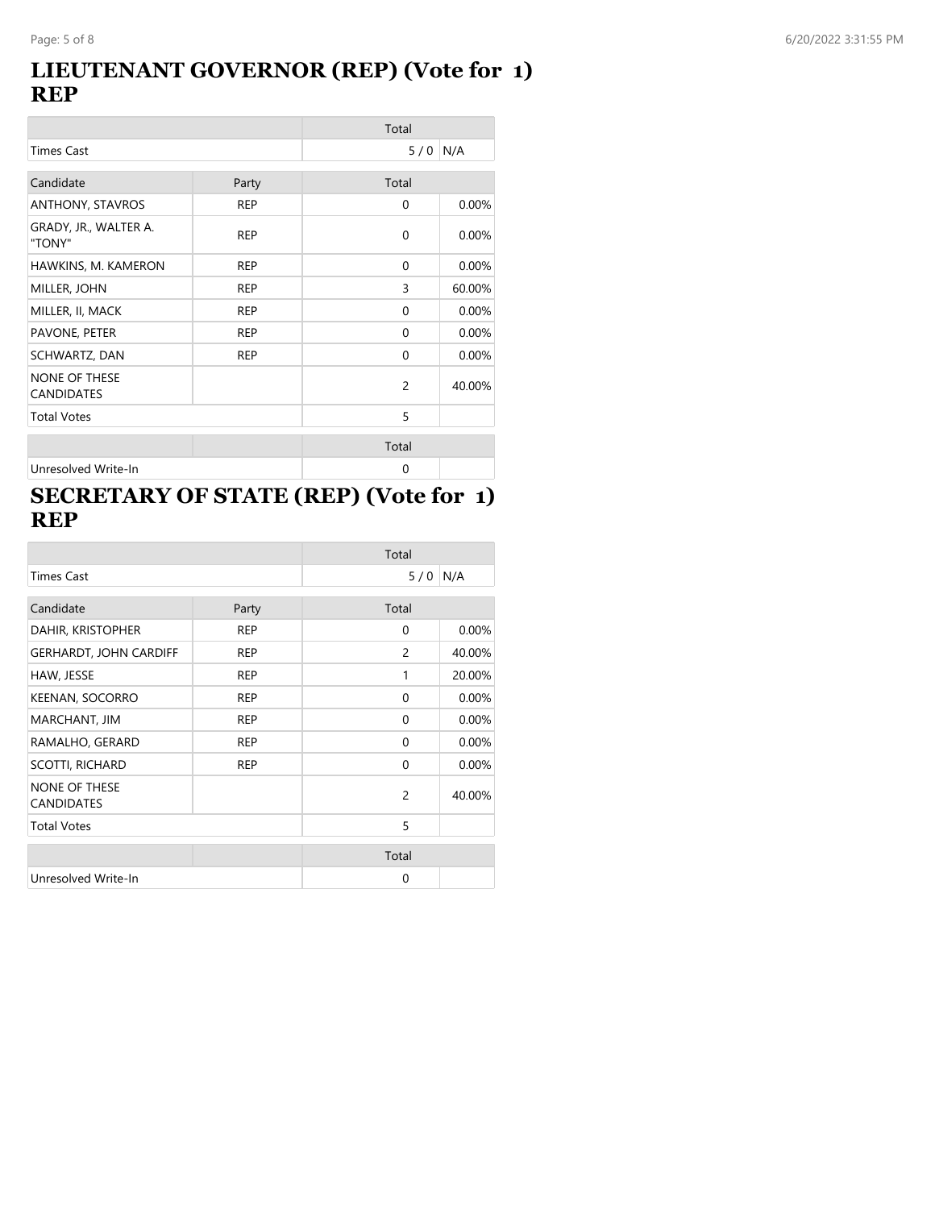# LIEUTENANT GOVERNOR (REP) (Vote for 1) REP

| | | Total | |
|---|---|---|---|
| Times Cast | | 5 / 0 | N/A |

| Candidate | Party | Total | |
|---|---|---|---|
| ANTHONY, STAVROS | REP | 0 | 0.00% |
| GRADY, JR., WALTER A. "TONY" | REP | 0 | 0.00% |
| HAWKINS, M. KAMERON | REP | 0 | 0.00% |
| MILLER, JOHN | REP | 3 | 60.00% |
| MILLER, II, MACK | REP | 0 | 0.00% |
| PAVONE, PETER | REP | 0 | 0.00% |
| SCHWARTZ, DAN | REP | 0 | 0.00% |
| NONE OF THESE CANDIDATES | | 2 | 40.00% |
| Total Votes | | 5 | |

| | | Total | |
|---|---|---|---|
| Unresolved Write-In | | 0 | |

# SECRETARY OF STATE (REP) (Vote for 1) REP

| | | Total | |
|---|---|---|---|
| Times Cast | | 5 / 0 | N/A |

| Candidate | Party | Total | |
|---|---|---|---|
| DAHIR, KRISTOPHER | REP | 0 | 0.00% |
| GERHARDT, JOHN CARDIFF | REP | 2 | 40.00% |
| HAW, JESSE | REP | 1 | 20.00% |
| KEENAN, SOCORRO | REP | 0 | 0.00% |
| MARCHANT, JIM | REP | 0 | 0.00% |
| RAMALHO, GERARD | REP | 0 | 0.00% |
| SCOTTI, RICHARD | REP | 0 | 0.00% |
| NONE OF THESE CANDIDATES | | 2 | 40.00% |
| Total Votes | | 5 | |

| | | Total | |
|---|---|---|---|
| Unresolved Write-In | | 0 | |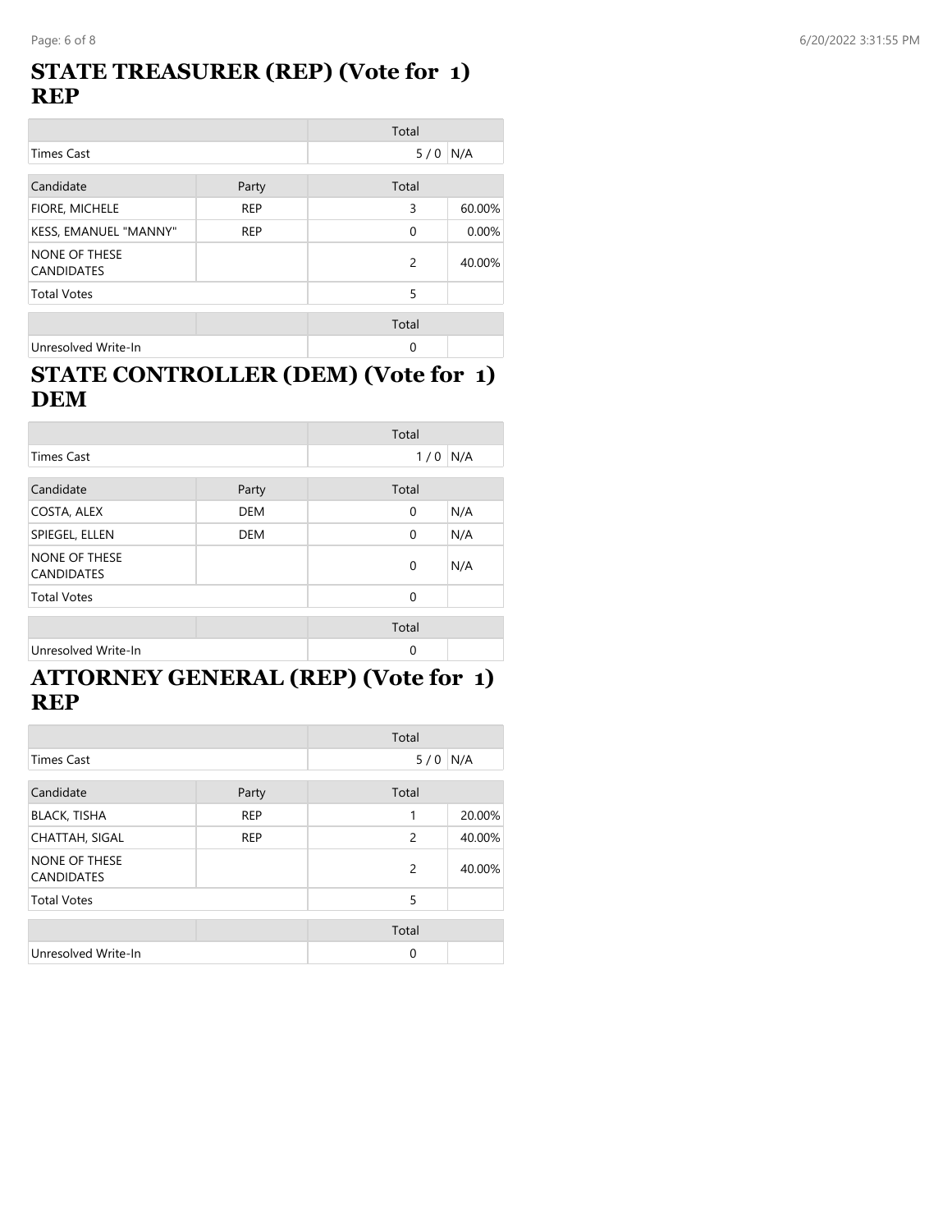## STATE TREASURER (REP) (Vote for 1) REP

| | | Total | |
|---|---|---|---|
| Times Cast | | 5 / 0 | N/A |

| Candidate | Party | Total | |
|---|---|---|---|
| FIORE, MICHELE | REP | 3 | 60.00% |
| KESS, EMANUEL "MANNY" | REP | 0 | 0.00% |
| NONE OF THESE CANDIDATES | | 2 | 40.00% |
| Total Votes | | 5 | |

| | | Total | |
|---|---|---|---|
| Unresolved Write-In | | 0 | |

## STATE CONTROLLER (DEM) (Vote for 1) DEM

| | | Total | |
|---|---|---|---|
| Times Cast | | 1 / 0 | N/A |

| Candidate | Party | Total | |
|---|---|---|---|
| COSTA, ALEX | DEM | 0 | N/A |
| SPIEGEL, ELLEN | DEM | 0 | N/A |
| NONE OF THESE CANDIDATES | | 0 | N/A |
| Total Votes | | 0 | |

| | | Total | |
|---|---|---|---|
| Unresolved Write-In | | 0 | |

## ATTORNEY GENERAL (REP) (Vote for 1) REP

| | | Total | |
|---|---|---|---|
| Times Cast | | 5 / 0 | N/A |

| Candidate | Party | Total | |
|---|---|---|---|
| BLACK, TISHA | REP | 1 | 20.00% |
| CHATTAH, SIGAL | REP | 2 | 40.00% |
| NONE OF THESE CANDIDATES | | 2 | 40.00% |
| Total Votes | | 5 | |

| | | Total | |
|---|---|---|---|
| Unresolved Write-In | | 0 | |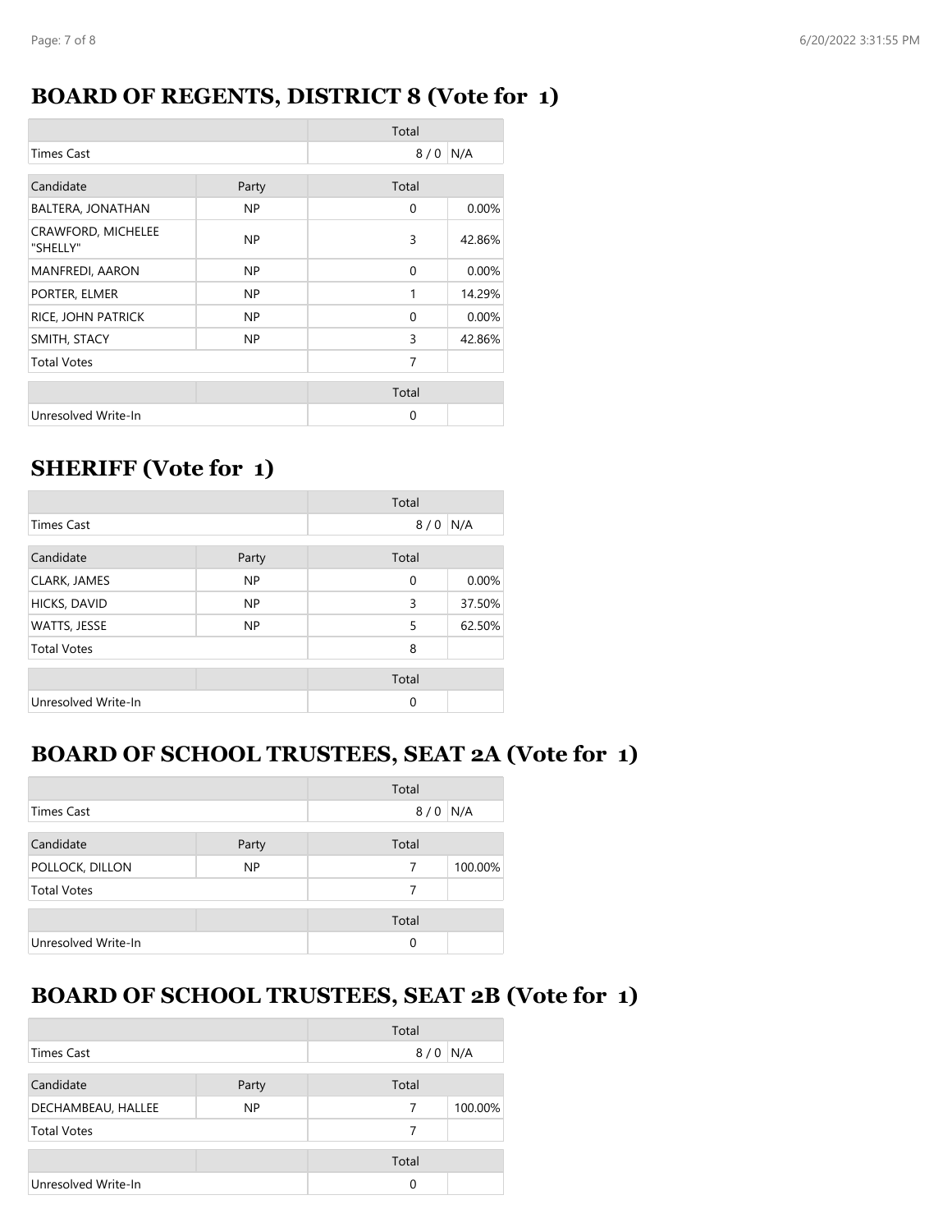## BOARD OF REGENTS, DISTRICT 8 (Vote for 1)

| | | Total | |
|---|---|---|---|
| Times Cast | | 8 / 0 | N/A |

| Candidate | Party | Total | |
|---|---|---|---|
| BALTERA, JONATHAN | NP | 0 | 0.00% |
| CRAWFORD, MICHELEE "SHELLY" | NP | 3 | 42.86% |
| MANFREDI, AARON | NP | 0 | 0.00% |
| PORTER, ELMER | NP | 1 | 14.29% |
| RICE, JOHN PATRICK | NP | 0 | 0.00% |
| SMITH, STACY | NP | 3 | 42.86% |
| Total Votes | | 7 | |

| | | Total | |
|---|---|---|---|
| Unresolved Write-In | | 0 | |

## SHERIFF (Vote for 1)

| | | Total | |
|---|---|---|---|
| Times Cast | | 8 / 0 | N/A |

| Candidate | Party | Total | |
|---|---|---|---|
| CLARK, JAMES | NP | 0 | 0.00% |
| HICKS, DAVID | NP | 3 | 37.50% |
| WATTS, JESSE | NP | 5 | 62.50% |
| Total Votes | | 8 | |

| | | Total | |
|---|---|---|---|
| Unresolved Write-In | | 0 | |

## BOARD OF SCHOOL TRUSTEES, SEAT 2A (Vote for 1)

| | | Total | |
|---|---|---|---|
| Times Cast | | 8 / 0 | N/A |

| Candidate | Party | Total | |
|---|---|---|---|
| POLLOCK, DILLON | NP | 7 | 100.00% |
| Total Votes | | 7 | |

| | | Total | |
|---|---|---|---|
| Unresolved Write-In | | 0 | |

## BOARD OF SCHOOL TRUSTEES, SEAT 2B (Vote for 1)

| | | Total | |
|---|---|---|---|
| Times Cast | | 8 / 0 | N/A |

| Candidate | Party | Total | |
|---|---|---|---|
| DECHAMBEAU, HALLEE | NP | 7 | 100.00% |
| Total Votes | | 7 | |

| | | Total | |
|---|---|---|---|
| Unresolved Write-In | | 0 | |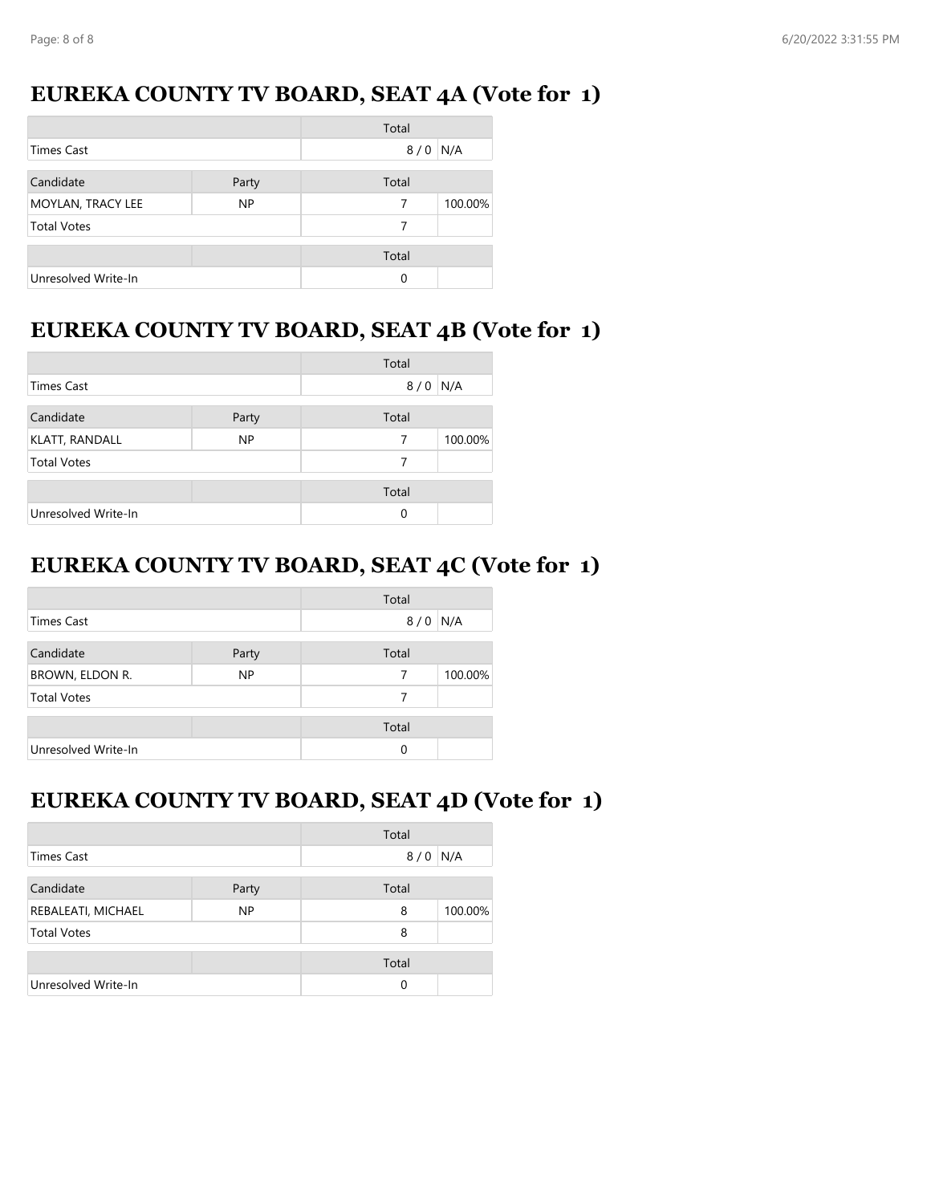## EUREKA COUNTY TV BOARD, SEAT 4A (Vote for 1)

| | | Total | |
|---|---|---|---|
| Times Cast | | 8 / 0 | N/A |
| Candidate | Party | Total | |
| MOYLAN, TRACY LEE | NP | 7 | 100.00% |
| Total Votes | | 7 | |
| | | Total | |
| Unresolved Write-In | | 0 | |

## EUREKA COUNTY TV BOARD, SEAT 4B (Vote for 1)

| | | Total | |
|---|---|---|---|
| Times Cast | | 8 / 0 | N/A |
| Candidate | Party | Total | |
| KLATT, RANDALL | NP | 7 | 100.00% |
| Total Votes | | 7 | |
| | | Total | |
| Unresolved Write-In | | 0 | |

## EUREKA COUNTY TV BOARD, SEAT 4C (Vote for 1)

| | | Total | |
|---|---|---|---|
| Times Cast | | 8 / 0 | N/A |
| Candidate | Party | Total | |
| BROWN, ELDON R. | NP | 7 | 100.00% |
| Total Votes | | 7 | |
| | | Total | |
| Unresolved Write-In | | 0 | |

## EUREKA COUNTY TV BOARD, SEAT 4D (Vote for 1)

| | | Total | |
|---|---|---|---|
| Times Cast | | 8 / 0 | N/A |
| Candidate | Party | Total | |
| REBALEATI, MICHAEL | NP | 8 | 100.00% |
| Total Votes | | 8 | |
| | | Total | |
| Unresolved Write-In | | 0 | |